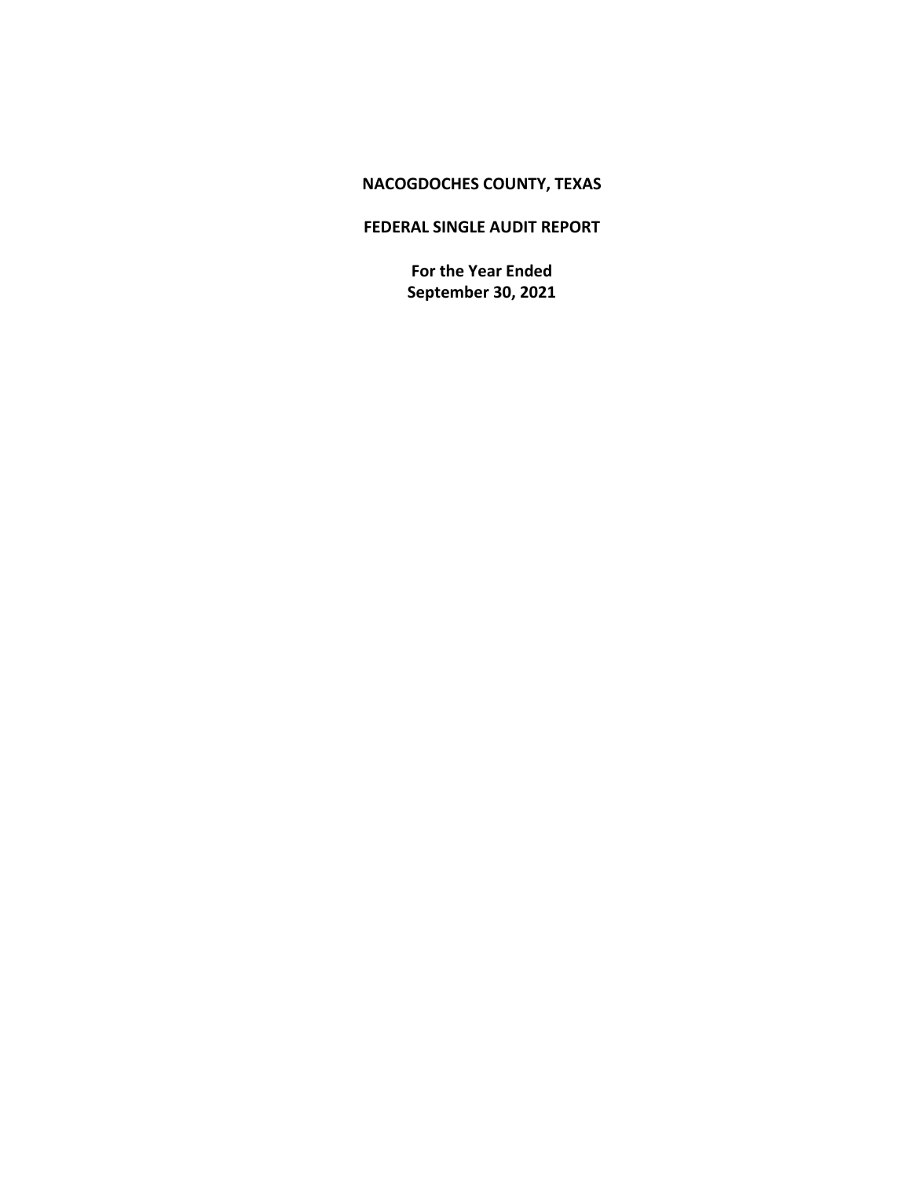# NACOGDOCHES COUNTY, TEXAS

## FEDERAL SINGLE AUDIT REPORT

**For the Year Ended**
**September 30, 2021**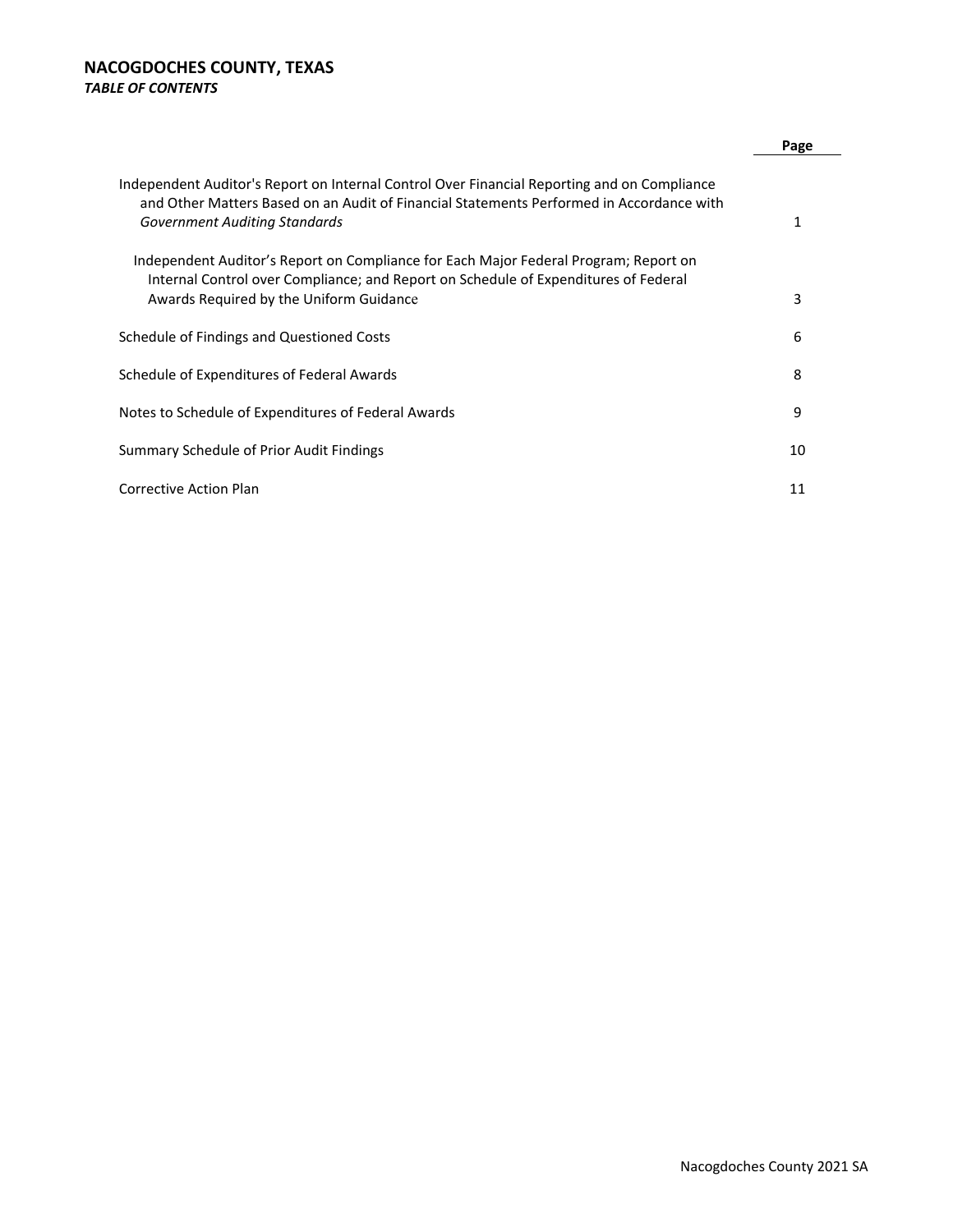# NACOGDOCHES COUNTY, TEXAS

***TABLE OF CONTENTS***

| | Page |
|---|---|
| Independent Auditor's Report on Internal Control Over Financial Reporting and on Compliance and Other Matters Based on an Audit of Financial Statements Performed in Accordance with *Government Auditing Standards* | 1 |
| Independent Auditor's Report on Compliance for Each Major Federal Program; Report on Internal Control over Compliance; and Report on Schedule of Expenditures of Federal Awards Required by the Uniform Guidance | 3 |
| Schedule of Findings and Questioned Costs | 6 |
| Schedule of Expenditures of Federal Awards | 8 |
| Notes to Schedule of Expenditures of Federal Awards | 9 |
| Summary Schedule of Prior Audit Findings | 10 |
| Corrective Action Plan | 11 |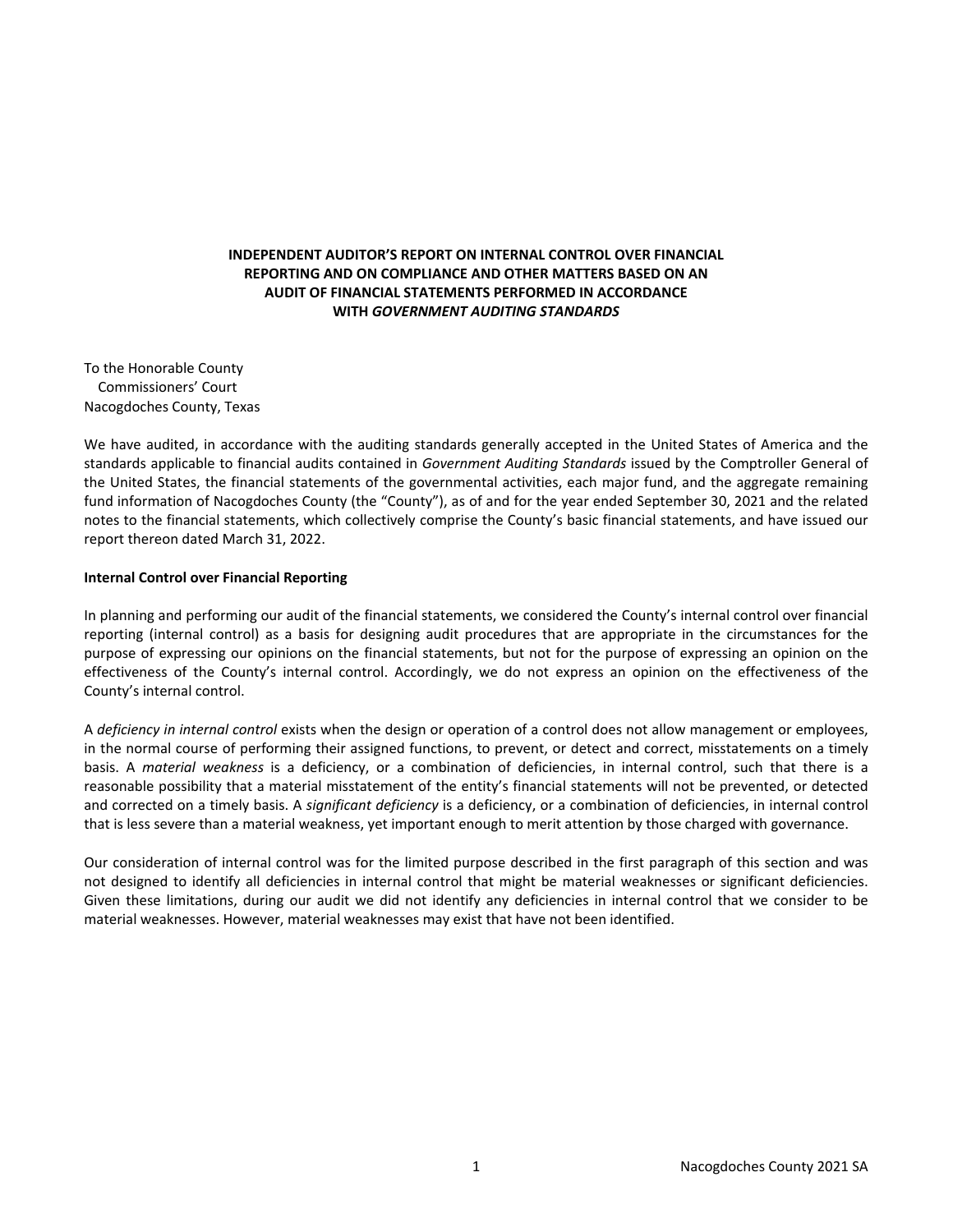**INDEPENDENT AUDITOR'S REPORT ON INTERNAL CONTROL OVER FINANCIAL REPORTING AND ON COMPLIANCE AND OTHER MATTERS BASED ON AN AUDIT OF FINANCIAL STATEMENTS PERFORMED IN ACCORDANCE WITH *GOVERNMENT AUDITING STANDARDS***

To the Honorable County
Commissioners' Court
Nacogdoches County, Texas

We have audited, in accordance with the auditing standards generally accepted in the United States of America and the standards applicable to financial audits contained in *Government Auditing Standards* issued by the Comptroller General of the United States, the financial statements of the governmental activities, each major fund, and the aggregate remaining fund information of Nacogdoches County (the "County"), as of and for the year ended September 30, 2021 and the related notes to the financial statements, which collectively comprise the County's basic financial statements, and have issued our report thereon dated March 31, 2022.

**Internal Control over Financial Reporting**

In planning and performing our audit of the financial statements, we considered the County's internal control over financial reporting (internal control) as a basis for designing audit procedures that are appropriate in the circumstances for the purpose of expressing our opinions on the financial statements, but not for the purpose of expressing an opinion on the effectiveness of the County's internal control. Accordingly, we do not express an opinion on the effectiveness of the County's internal control.

A *deficiency in internal control* exists when the design or operation of a control does not allow management or employees, in the normal course of performing their assigned functions, to prevent, or detect and correct, misstatements on a timely basis. A *material weakness* is a deficiency, or a combination of deficiencies, in internal control, such that there is a reasonable possibility that a material misstatement of the entity's financial statements will not be prevented, or detected and corrected on a timely basis. A *significant deficiency* is a deficiency, or a combination of deficiencies, in internal control that is less severe than a material weakness, yet important enough to merit attention by those charged with governance.

Our consideration of internal control was for the limited purpose described in the first paragraph of this section and was not designed to identify all deficiencies in internal control that might be material weaknesses or significant deficiencies. Given these limitations, during our audit we did not identify any deficiencies in internal control that we consider to be material weaknesses. However, material weaknesses may exist that have not been identified.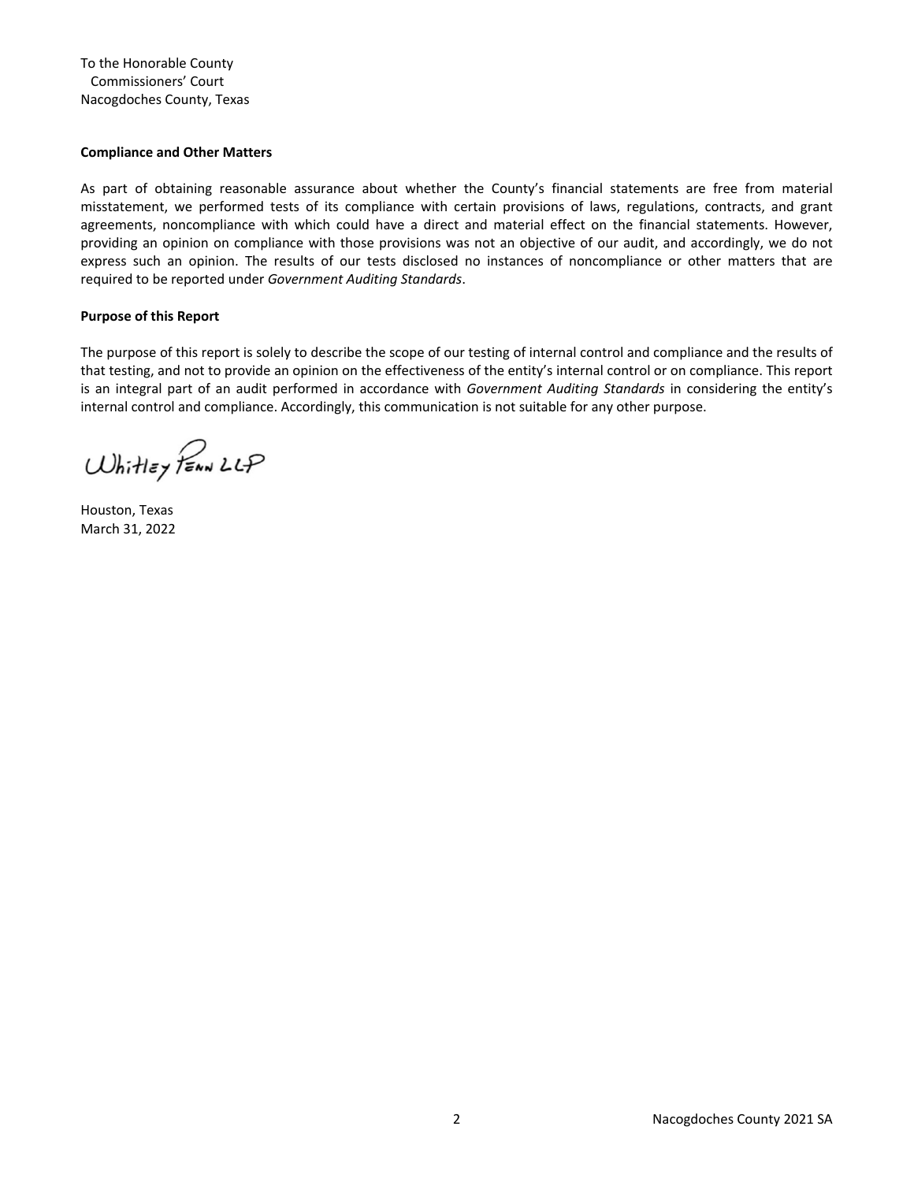To the Honorable County
Commissioners' Court
Nacogdoches County, Texas

**Compliance and Other Matters**

As part of obtaining reasonable assurance about whether the County's financial statements are free from material misstatement, we performed tests of its compliance with certain provisions of laws, regulations, contracts, and grant agreements, noncompliance with which could have a direct and material effect on the financial statements. However, providing an opinion on compliance with those provisions was not an objective of our audit, and accordingly, we do not express such an opinion. The results of our tests disclosed no instances of noncompliance or other matters that are required to be reported under *Government Auditing Standards*.

**Purpose of this Report**

The purpose of this report is solely to describe the scope of our testing of internal control and compliance and the results of that testing, and not to provide an opinion on the effectiveness of the entity's internal control or on compliance. This report is an integral part of an audit performed in accordance with *Government Auditing Standards* in considering the entity's internal control and compliance. Accordingly, this communication is not suitable for any other purpose.

Whitley Penn LLP

Houston, Texas
March 31, 2022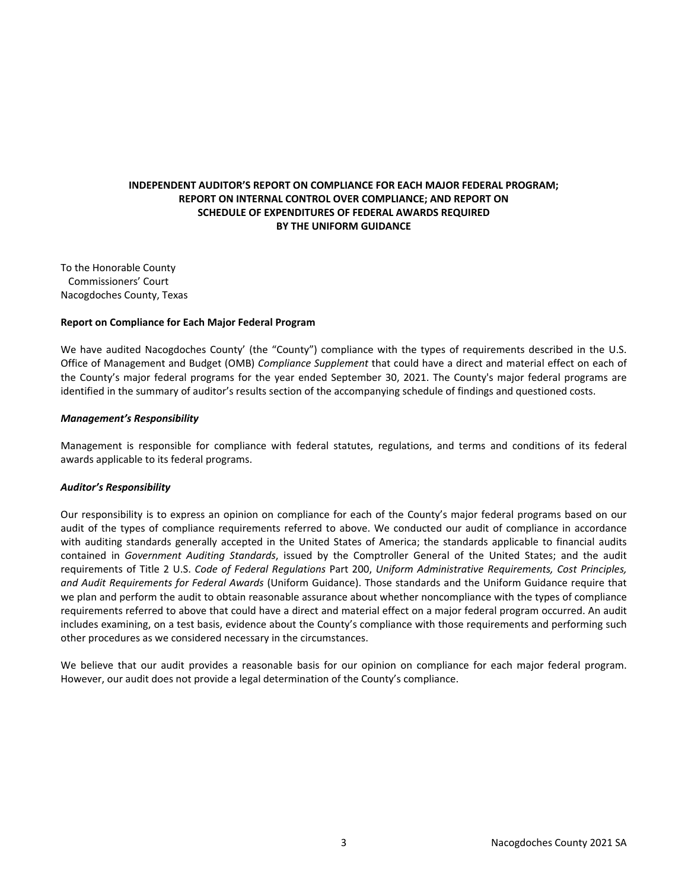**INDEPENDENT AUDITOR'S REPORT ON COMPLIANCE FOR EACH MAJOR FEDERAL PROGRAM; REPORT ON INTERNAL CONTROL OVER COMPLIANCE; AND REPORT ON SCHEDULE OF EXPENDITURES OF FEDERAL AWARDS REQUIRED BY THE UNIFORM GUIDANCE**

To the Honorable County
Commissioners' Court
Nacogdoches County, Texas

**Report on Compliance for Each Major Federal Program**

We have audited Nacogdoches County' (the "County") compliance with the types of requirements described in the U.S. Office of Management and Budget (OMB) *Compliance Supplement* that could have a direct and material effect on each of the County's major federal programs for the year ended September 30, 2021. The County's major federal programs are identified in the summary of auditor's results section of the accompanying schedule of findings and questioned costs.

***Management's Responsibility***

Management is responsible for compliance with federal statutes, regulations, and terms and conditions of its federal awards applicable to its federal programs.

***Auditor's Responsibility***

Our responsibility is to express an opinion on compliance for each of the County's major federal programs based on our audit of the types of compliance requirements referred to above. We conducted our audit of compliance in accordance with auditing standards generally accepted in the United States of America; the standards applicable to financial audits contained in *Government Auditing Standards*, issued by the Comptroller General of the United States; and the audit requirements of Title 2 U.S. *Code of Federal Regulations* Part 200, *Uniform Administrative Requirements, Cost Principles, and Audit Requirements for Federal Awards* (Uniform Guidance). Those standards and the Uniform Guidance require that we plan and perform the audit to obtain reasonable assurance about whether noncompliance with the types of compliance requirements referred to above that could have a direct and material effect on a major federal program occurred. An audit includes examining, on a test basis, evidence about the County's compliance with those requirements and performing such other procedures as we considered necessary in the circumstances.

We believe that our audit provides a reasonable basis for our opinion on compliance for each major federal program. However, our audit does not provide a legal determination of the County's compliance.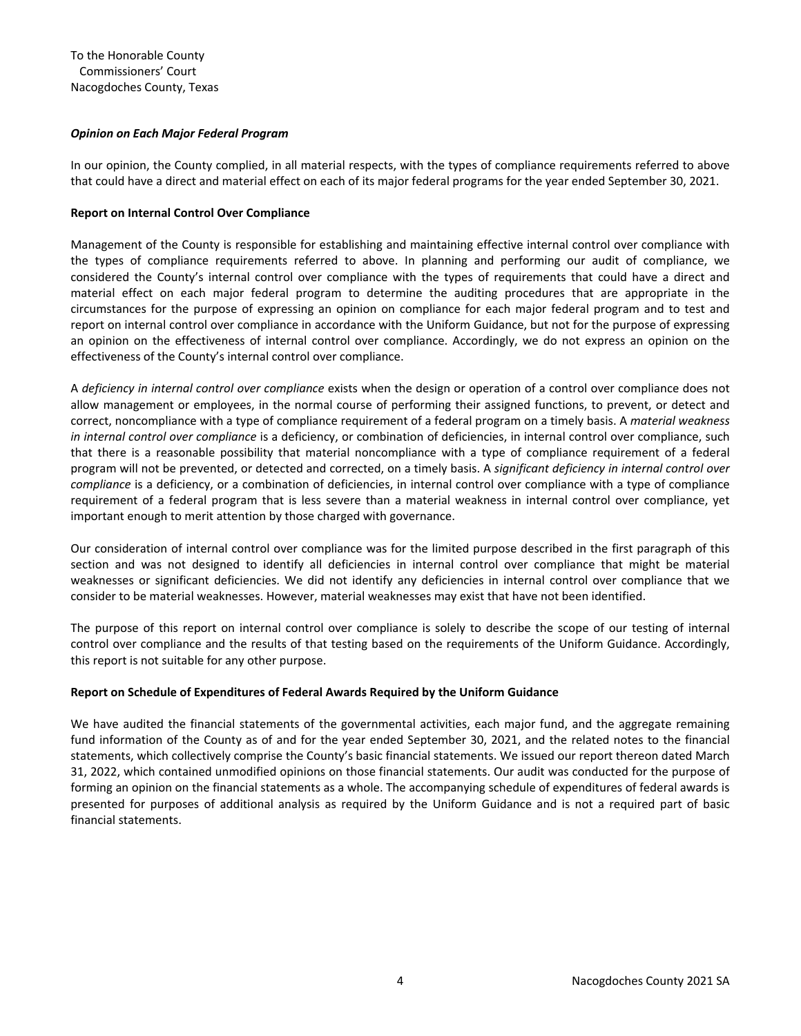To the Honorable County
Commissioners' Court
Nacogdoches County, Texas

***Opinion on Each Major Federal Program***

In our opinion, the County complied, in all material respects, with the types of compliance requirements referred to above that could have a direct and material effect on each of its major federal programs for the year ended September 30, 2021.

**Report on Internal Control Over Compliance**

Management of the County is responsible for establishing and maintaining effective internal control over compliance with the types of compliance requirements referred to above. In planning and performing our audit of compliance, we considered the County's internal control over compliance with the types of requirements that could have a direct and material effect on each major federal program to determine the auditing procedures that are appropriate in the circumstances for the purpose of expressing an opinion on compliance for each major federal program and to test and report on internal control over compliance in accordance with the Uniform Guidance, but not for the purpose of expressing an opinion on the effectiveness of internal control over compliance. Accordingly, we do not express an opinion on the effectiveness of the County's internal control over compliance.

A *deficiency in internal control over compliance* exists when the design or operation of a control over compliance does not allow management or employees, in the normal course of performing their assigned functions, to prevent, or detect and correct, noncompliance with a type of compliance requirement of a federal program on a timely basis. A *material weakness in internal control over compliance* is a deficiency, or combination of deficiencies, in internal control over compliance, such that there is a reasonable possibility that material noncompliance with a type of compliance requirement of a federal program will not be prevented, or detected and corrected, on a timely basis. A *significant deficiency in internal control over compliance* is a deficiency, or a combination of deficiencies, in internal control over compliance with a type of compliance requirement of a federal program that is less severe than a material weakness in internal control over compliance, yet important enough to merit attention by those charged with governance.

Our consideration of internal control over compliance was for the limited purpose described in the first paragraph of this section and was not designed to identify all deficiencies in internal control over compliance that might be material weaknesses or significant deficiencies. We did not identify any deficiencies in internal control over compliance that we consider to be material weaknesses. However, material weaknesses may exist that have not been identified.

The purpose of this report on internal control over compliance is solely to describe the scope of our testing of internal control over compliance and the results of that testing based on the requirements of the Uniform Guidance. Accordingly, this report is not suitable for any other purpose.

**Report on Schedule of Expenditures of Federal Awards Required by the Uniform Guidance**

We have audited the financial statements of the governmental activities, each major fund, and the aggregate remaining fund information of the County as of and for the year ended September 30, 2021, and the related notes to the financial statements, which collectively comprise the County's basic financial statements. We issued our report thereon dated March 31, 2022, which contained unmodified opinions on those financial statements. Our audit was conducted for the purpose of forming an opinion on the financial statements as a whole. The accompanying schedule of expenditures of federal awards is presented for purposes of additional analysis as required by the Uniform Guidance and is not a required part of basic financial statements.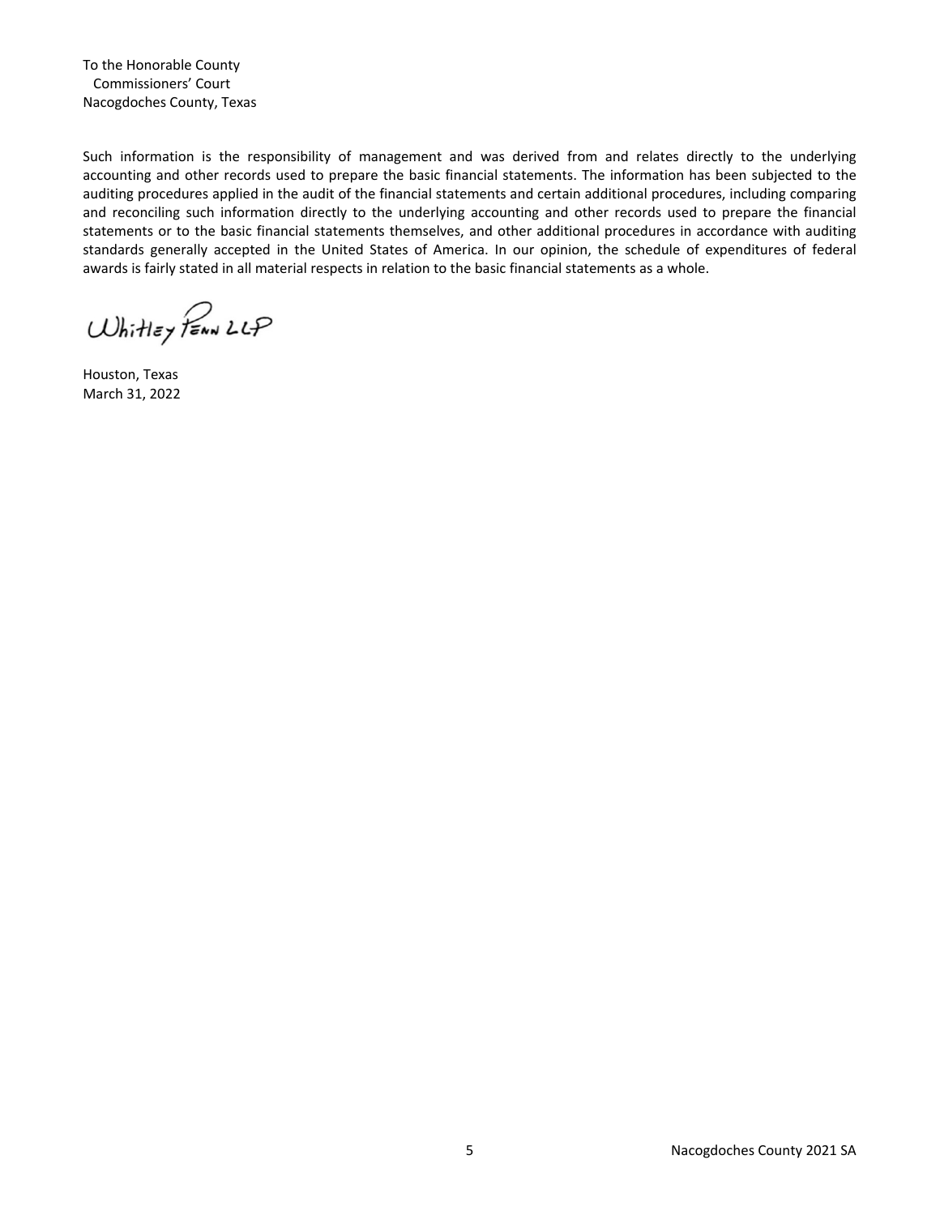To the Honorable County
Commissioners' Court
Nacogdoches County, Texas

Such information is the responsibility of management and was derived from and relates directly to the underlying accounting and other records used to prepare the basic financial statements. The information has been subjected to the auditing procedures applied in the audit of the financial statements and certain additional procedures, including comparing and reconciling such information directly to the underlying accounting and other records used to prepare the financial statements or to the basic financial statements themselves, and other additional procedures in accordance with auditing standards generally accepted in the United States of America. In our opinion, the schedule of expenditures of federal awards is fairly stated in all material respects in relation to the basic financial statements as a whole.

Whitley Penn LLP

Houston, Texas
March 31, 2022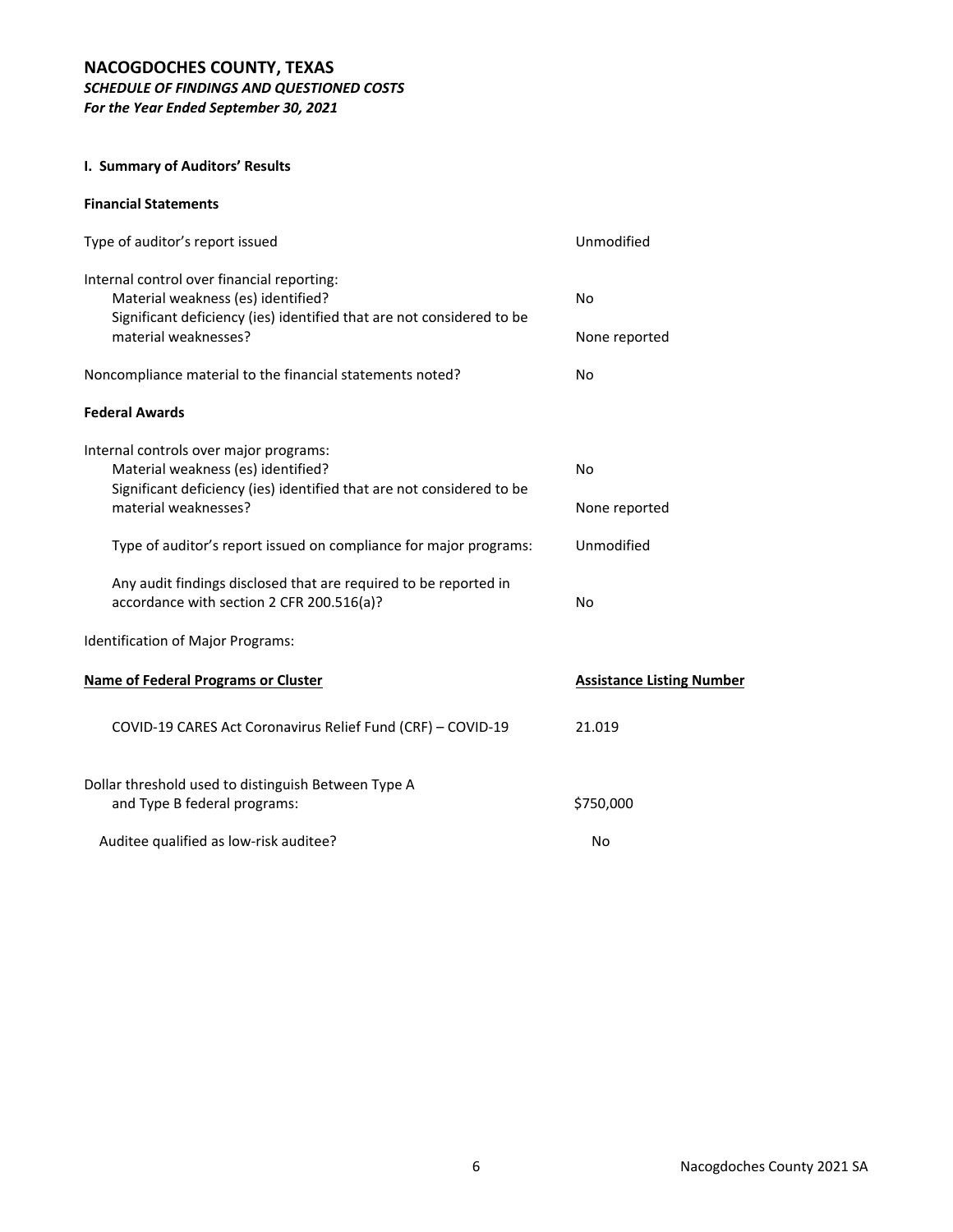# NACOGDOCHES COUNTY, TEXAS

***SCHEDULE OF FINDINGS AND QUESTIONED COSTS***

***For the Year Ended September 30, 2021***

**I. Summary of Auditors' Results**

**Financial Statements**

| | |
|---|---|
| Type of auditor's report issued | Unmodified |
| Internal control over financial reporting: | |
| Material weakness (es) identified? | No |
| Significant deficiency (ies) identified that are not considered to be material weaknesses? | None reported |
| Noncompliance material to the financial statements noted? | No |

**Federal Awards**

| | |
|---|---|
| Internal controls over major programs: | |
| Material weakness (es) identified? | No |
| Significant deficiency (ies) identified that are not considered to be material weaknesses? | None reported |
| Type of auditor's report issued on compliance for major programs: | Unmodified |
| Any audit findings disclosed that are required to be reported in accordance with section 2 CFR 200.516(a)? | No |

Identification of Major Programs:

| **Name of Federal Programs or Cluster** | **Assistance Listing Number** |
|---|---|
| COVID-19 CARES Act Coronavirus Relief Fund (CRF) – COVID-19 | 21.019 |

| | |
|---|---|
| Dollar threshold used to distinguish Between Type A and Type B federal programs: | \$750,000 |
| Auditee qualified as low-risk auditee? | No |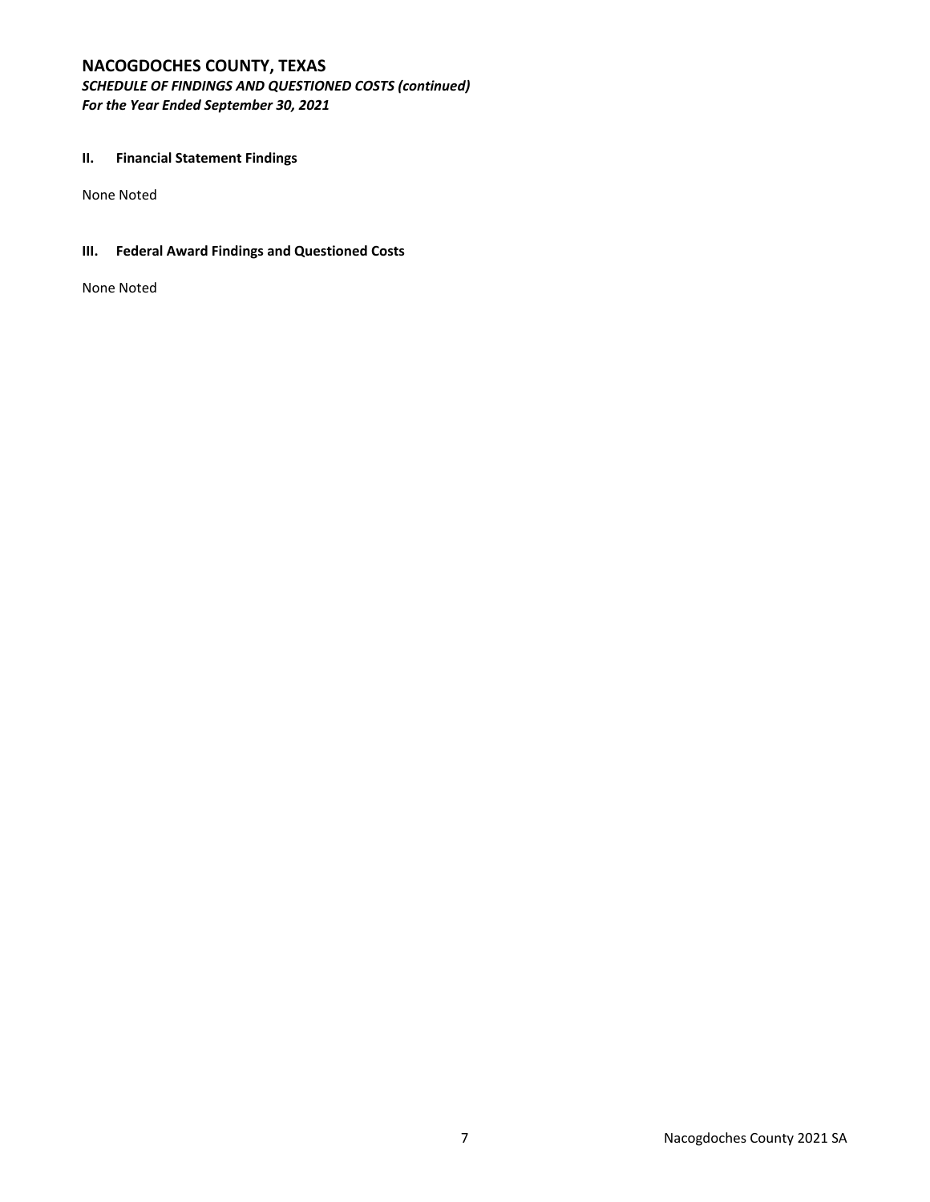# NACOGDOCHES COUNTY, TEXAS

***SCHEDULE OF FINDINGS AND QUESTIONED COSTS (continued)***
***For the Year Ended September 30, 2021***

## II. Financial Statement Findings

None Noted

## III. Federal Award Findings and Questioned Costs

None Noted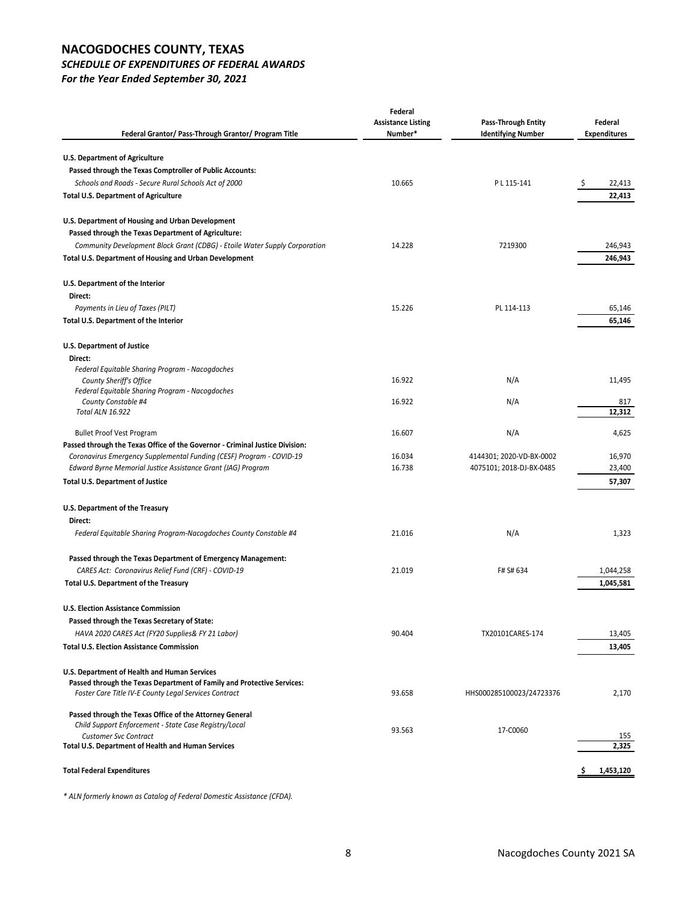# NACOGDOCHES COUNTY, TEXAS
## *SCHEDULE OF EXPENDITURES OF FEDERAL AWARDS*
### *For the Year Ended September 30, 2021*

| Federal Grantor/ Pass-Through Grantor/ Program Title | Federal Assistance Listing Number* | Pass-Through Entity Identifying Number | Federal Expenditures |
|---|---|---|---|
| **U.S. Department of Agriculture** | | | |
| **Passed through the Texas Comptroller of Public Accounts:** | | | |
| *Schools and Roads - Secure Rural Schools Act of 2000* | 10.665 | P L 115-141 | $ 22,413 |
| **Total U.S. Department of Agriculture** | | | **22,413** |
| **U.S. Department of Housing and Urban Development** | | | |
| **Passed through the Texas Department of Agriculture:** | | | |
| *Community Development Block Grant (CDBG) - Etoile Water Supply Corporation* | 14.228 | 7219300 | 246,943 |
| **Total U.S. Department of Housing and Urban Development** | | | **246,943** |
| **U.S. Department of the Interior** | | | |
| **Direct:** | | | |
| *Payments in Lieu of Taxes (PILT)* | 15.226 | PL 114-113 | 65,146 |
| **Total U.S. Department of the Interior** | | | **65,146** |
| **U.S. Department of Justice** | | | |
| **Direct:** | | | |
| *Federal Equitable Sharing Program - Nacogdoches County Sheriff's Office* | 16.922 | N/A | 11,495 |
| *Federal Equitable Sharing Program - Nacogdoches County Constable #4* | 16.922 | N/A | 817 |
| *Total ALN 16.922* | | | **12,312** |
| Bullet Proof Vest Program | 16.607 | N/A | 4,625 |
| **Passed through the Texas Office of the Governor - Criminal Justice Division:** | | | |
| *Coronavirus Emergency Supplemental Funding (CESF) Program - COVID-19* | 16.034 | 4144301; 2020-VD-BX-0002 | 16,970 |
| *Edward Byrne Memorial Justice Assistance Grant (JAG) Program* | 16.738 | 4075101; 2018-DJ-BX-0485 | 23,400 |
| **Total U.S. Department of Justice** | | | **57,307** |
| **U.S. Department of the Treasury** | | | |
| **Direct:** | | | |
| *Federal Equitable Sharing Program-Nacogdoches County Constable #4* | 21.016 | N/A | 1,323 |
| **Passed through the Texas Department of Emergency Management:** | | | |
| *CARES Act: Coronavirus Relief Fund (CRF) - COVID-19* | 21.019 | F# S# 634 | 1,044,258 |
| **Total U.S. Department of the Treasury** | | | **1,045,581** |
| **U.S. Election Assistance Commission** | | | |
| **Passed through the Texas Secretary of State:** | | | |
| *HAVA 2020 CARES Act (FY20 Supplies& FY 21 Labor)* | 90.404 | TX20101CARES-174 | 13,405 |
| **Total U.S. Election Assistance Commission** | | | **13,405** |
| **U.S. Department of Health and Human Services** | | | |
| **Passed through the Texas Department of Family and Protective Services:** | | | |
| *Foster Care Title IV-E County Legal Services Contract* | 93.658 | HHS000285100023/24723376 | 2,170 |
| **Passed through the Texas Office of the Attorney General** | | | |
| *Child Support Enforcement - State Case Registry/Local Customer Svc Contract* | 93.563 | 17-C0060 | 155 |
| **Total U.S. Department of Health and Human Services** | | | **2,325** |
| **Total Federal Expenditures** | | | **$ 1,453,120** |

*\* ALN formerly known as Catalog of Federal Domestic Assistance (CFDA).*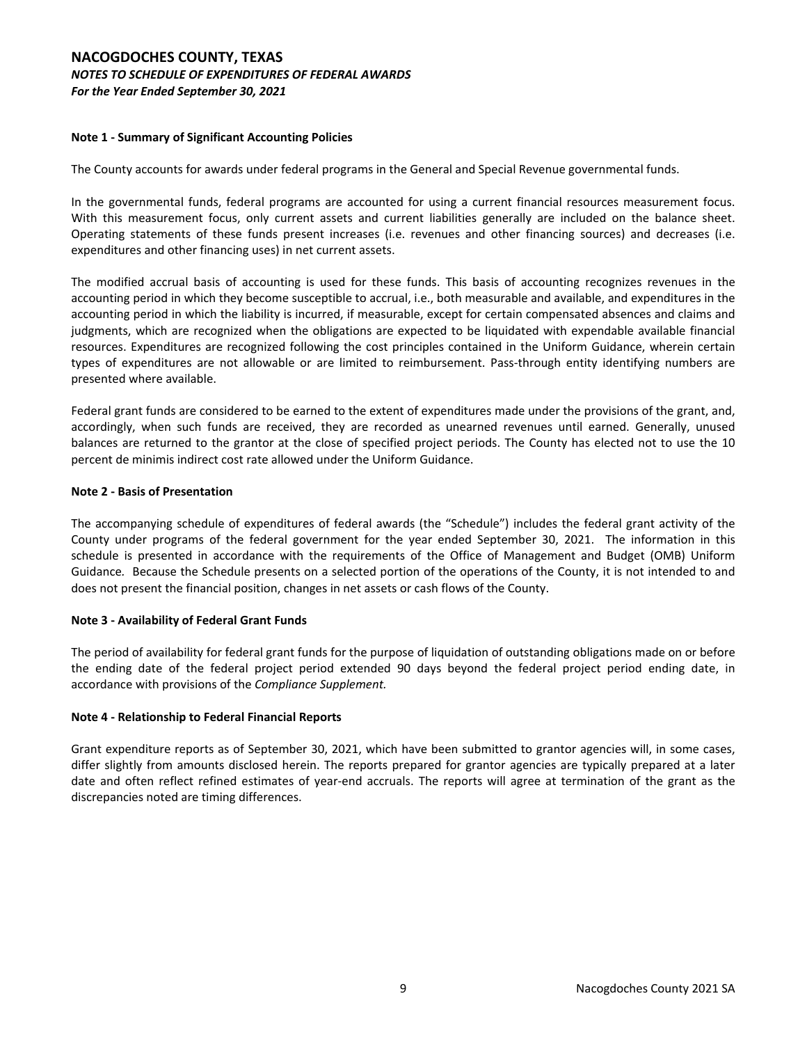# NACOGDOCHES COUNTY, TEXAS

***NOTES TO SCHEDULE OF EXPENDITURES OF FEDERAL AWARDS***

***For the Year Ended September 30, 2021***

**Note 1 - Summary of Significant Accounting Policies**

The County accounts for awards under federal programs in the General and Special Revenue governmental funds.

In the governmental funds, federal programs are accounted for using a current financial resources measurement focus. With this measurement focus, only current assets and current liabilities generally are included on the balance sheet. Operating statements of these funds present increases (i.e. revenues and other financing sources) and decreases (i.e. expenditures and other financing uses) in net current assets.

The modified accrual basis of accounting is used for these funds. This basis of accounting recognizes revenues in the accounting period in which they become susceptible to accrual, i.e., both measurable and available, and expenditures in the accounting period in which the liability is incurred, if measurable, except for certain compensated absences and claims and judgments, which are recognized when the obligations are expected to be liquidated with expendable available financial resources. Expenditures are recognized following the cost principles contained in the Uniform Guidance, wherein certain types of expenditures are not allowable or are limited to reimbursement. Pass-through entity identifying numbers are presented where available.

Federal grant funds are considered to be earned to the extent of expenditures made under the provisions of the grant, and, accordingly, when such funds are received, they are recorded as unearned revenues until earned. Generally, unused balances are returned to the grantor at the close of specified project periods. The County has elected not to use the 10 percent de minimis indirect cost rate allowed under the Uniform Guidance.

**Note 2 - Basis of Presentation**

The accompanying schedule of expenditures of federal awards (the "Schedule") includes the federal grant activity of the County under programs of the federal government for the year ended September 30, 2021. The information in this schedule is presented in accordance with the requirements of the Office of Management and Budget (OMB) Uniform Guidance. Because the Schedule presents on a selected portion of the operations of the County, it is not intended to and does not present the financial position, changes in net assets or cash flows of the County.

**Note 3 - Availability of Federal Grant Funds**

The period of availability for federal grant funds for the purpose of liquidation of outstanding obligations made on or before the ending date of the federal project period extended 90 days beyond the federal project period ending date, in accordance with provisions of the *Compliance Supplement.*

**Note 4 - Relationship to Federal Financial Reports**

Grant expenditure reports as of September 30, 2021, which have been submitted to grantor agencies will, in some cases, differ slightly from amounts disclosed herein. The reports prepared for grantor agencies are typically prepared at a later date and often reflect refined estimates of year-end accruals. The reports will agree at termination of the grant as the discrepancies noted are timing differences.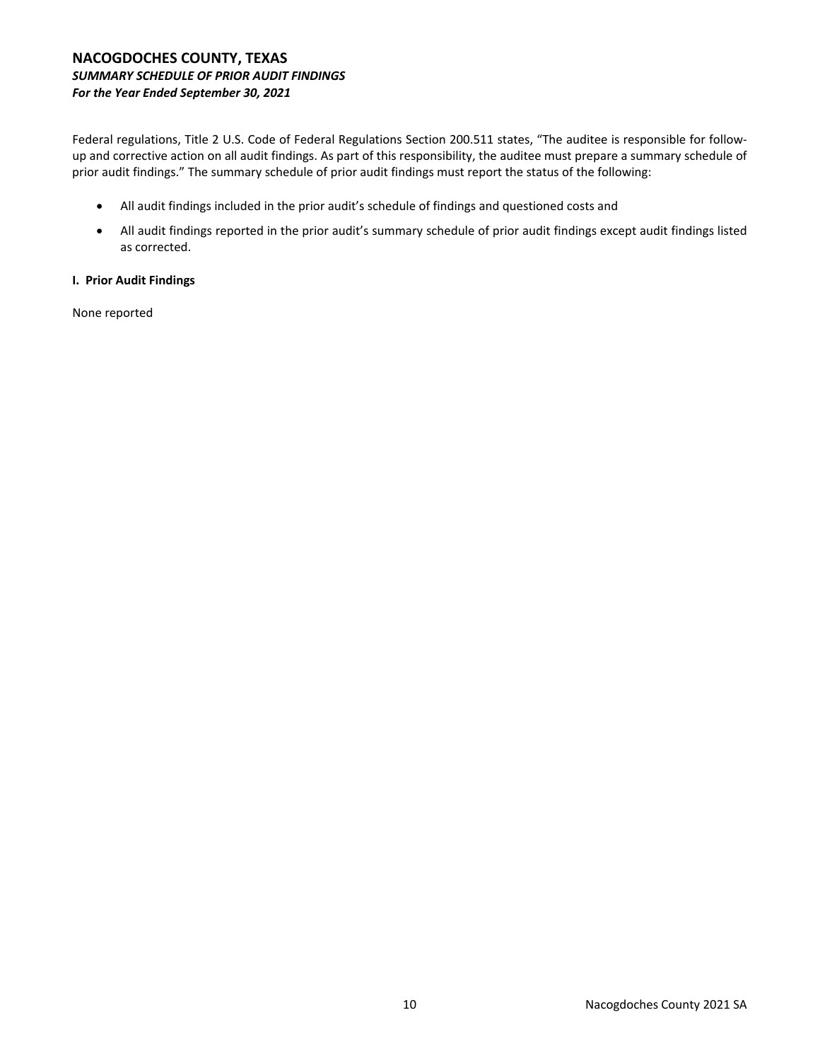# NACOGDOCHES COUNTY, TEXAS

***SUMMARY SCHEDULE OF PRIOR AUDIT FINDINGS***

***For the Year Ended September 30, 2021***

Federal regulations, Title 2 U.S. Code of Federal Regulations Section 200.511 states, "The auditee is responsible for follow-up and corrective action on all audit findings. As part of this responsibility, the auditee must prepare a summary schedule of prior audit findings." The summary schedule of prior audit findings must report the status of the following:

- All audit findings included in the prior audit's schedule of findings and questioned costs and
- All audit findings reported in the prior audit's summary schedule of prior audit findings except audit findings listed as corrected.

**I. Prior Audit Findings**

None reported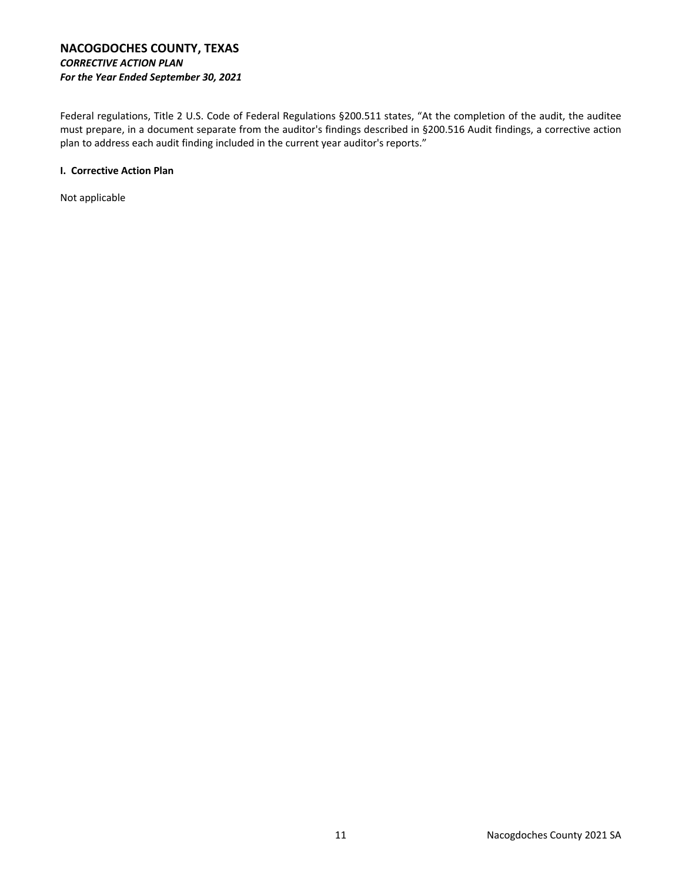# NACOGDOCHES COUNTY, TEXAS

***CORRECTIVE ACTION PLAN***

***For the Year Ended September 30, 2021***

Federal regulations, Title 2 U.S. Code of Federal Regulations §200.511 states, "At the completion of the audit, the auditee must prepare, in a document separate from the auditor's findings described in §200.516 Audit findings, a corrective action plan to address each audit finding included in the current year auditor's reports."

**I. Corrective Action Plan**

Not applicable